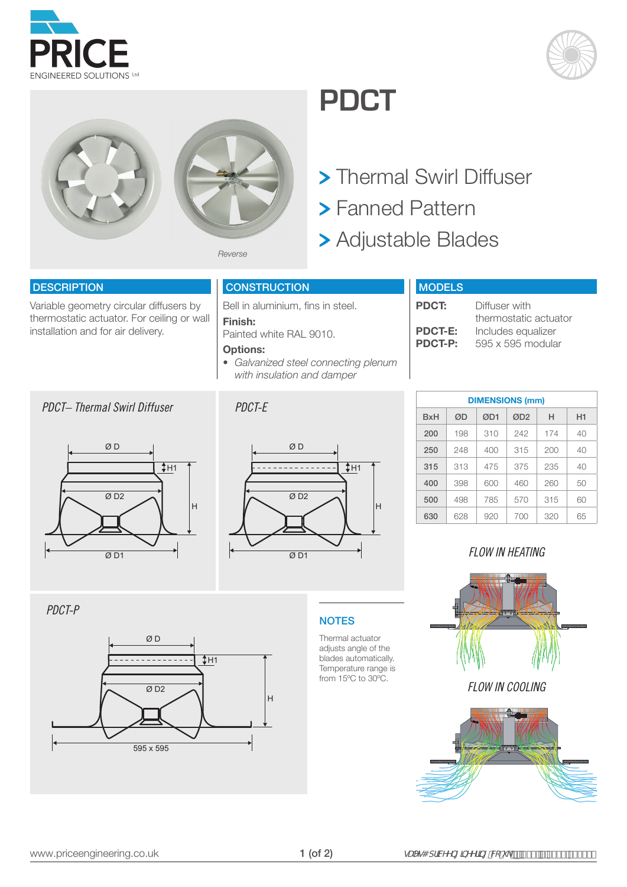# PDCT

> Thermal Swirl Diffuser
> Fanned Pattern
> Adjustable Blades

Reverse

## DESCRIPTION

Variable geometry circular diffusers by thermostatic actuator. For ceiling or wall installation and for air delivery.

## CONSTRUCTION

Bell in aluminium, fins in steel.

**Finish:**
Painted white RAL 9010.

**Options:**

- *Galvanized steel connecting plenum with insulation and damper*

## MODELS

| | |
|---|---|
| **PDCT:** | Diffuser with thermostatic actuator |
| **PDCT-E:** | Includes equalizer |
| **PDCT-P:** | 595 x 595 modular |

*PDCT– Thermal Swirl Diffuser*

*PDCT-E*

*PDCT-P*

| DIMENSIONS (mm) | | | | | |
|---|---|---|---|---|---|
| BxH | ØD | ØD1 | ØD2 | H | H1 |
| **200** | 198 | 310 | 242 | 174 | 40 |
| **250** | 248 | 400 | 315 | 200 | 40 |
| **315** | 313 | 475 | 375 | 235 | 40 |
| **400** | 398 | 600 | 460 | 260 | 50 |
| **500** | 498 | 785 | 570 | 315 | 60 |
| **630** | 628 | 920 | 700 | 320 | 65 |

*FLOW IN HEATING*

*FLOW IN COOLING*

## NOTES

Thermal actuator adjusts angle of the blades automatically. Temperature range is from 15ºC to 30ºC.

www.priceengineering.co.uk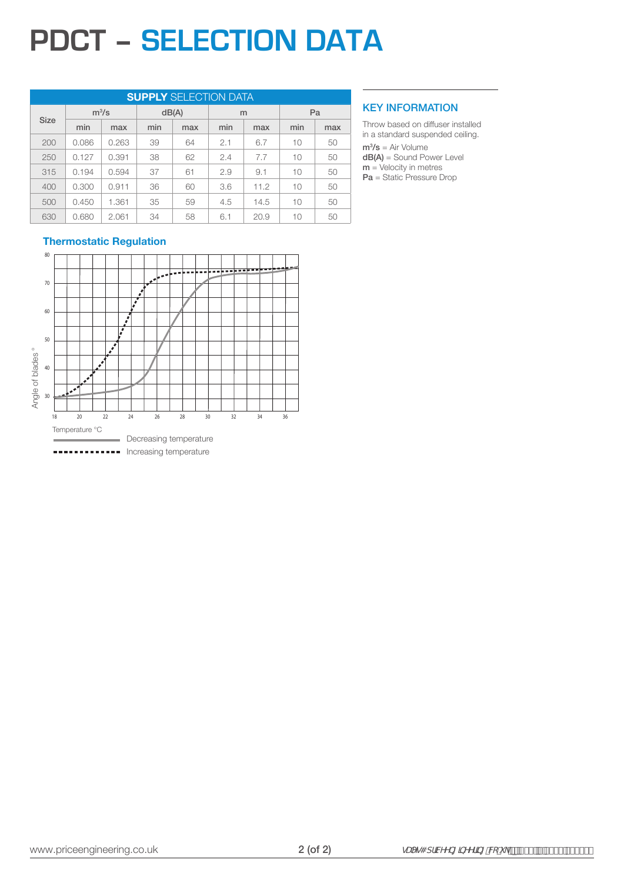# PDCT – SELECTION DATA

| **SUPPLY** SELECTION DATA | | | | | | | | |
|---|---|---|---|---|---|---|---|---|
| Size | $m^3/s$ | | dB(A) | | m | | Pa | |
| | min | max | min | max | min | max | min | max |
| 200 | 0.086 | 0.263 | 39 | 64 | 2.1 | 6.7 | 10 | 50 |
| 250 | 0.127 | 0.391 | 38 | 62 | 2.4 | 7.7 | 10 | 50 |
| 315 | 0.194 | 0.594 | 37 | 61 | 2.9 | 9.1 | 10 | 50 |
| 400 | 0.300 | 0.911 | 36 | 60 | 3.6 | 11.2 | 10 | 50 |
| 500 | 0.450 | 1.361 | 35 | 59 | 4.5 | 14.5 | 10 | 50 |
| 630 | 0.680 | 2.061 | 34 | 58 | 6.1 | 20.9 | 10 | 50 |

## KEY INFORMATION

Throw based on diffuser installed in a standard suspended ceiling.

**$m^3/s$** = Air Volume
**dB(A)** = Sound Power Level
**m** = Velocity in metres
**Pa** = Static Pressure Drop

### Thermostatic Regulation

Angle of blades °

80
70
60
50
40
30

18 20 22 24 26 28 30 32 34 36

Temperature °C

Decreasing temperature
Increasing temperature